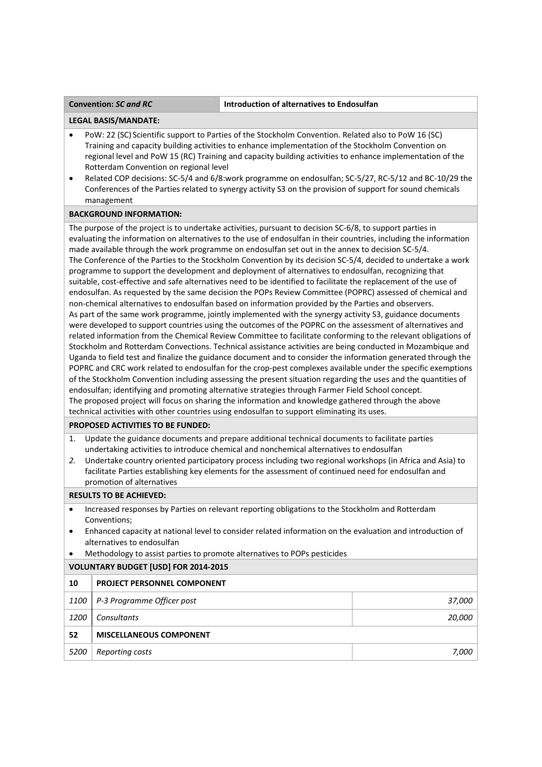| **Convention:** ***SC and RC*** | **Introduction of alternatives to Endosulfan** |
|---|---|

**LEGAL BASIS/MANDATE:**

- PoW: 22 (SC) Scientific support to Parties of the Stockholm Convention. Related also to PoW 16 (SC) Training and capacity building activities to enhance implementation of the Stockholm Convention on regional level and PoW 15 (RC) Training and capacity building activities to enhance implementation of the Rotterdam Convention on regional level
- Related COP decisions: SC-5/4 and 6/8:work programme on endosulfan; SC-5/27, RC-5/12 and BC-10/29 the Conferences of the Parties related to synergy activity S3 on the provision of support for sound chemicals management

**BACKGROUND INFORMATION:**

The purpose of the project is to undertake activities, pursuant to decision SC-6/8, to support parties in evaluating the information on alternatives to the use of endosulfan in their countries, including the information made available through the work programme on endosulfan set out in the annex to decision SC-5/4.
The Conference of the Parties to the Stockholm Convention by its decision SC-5/4, decided to undertake a work programme to support the development and deployment of alternatives to endosulfan, recognizing that suitable, cost-effective and safe alternatives need to be identified to facilitate the replacement of the use of endosulfan. As requested by the same decision the POPs Review Committee (POPRC) assessed of chemical and non-chemical alternatives to endosulfan based on information provided by the Parties and observers.
As part of the same work programme, jointly implemented with the synergy activity S3, guidance documents were developed to support countries using the outcomes of the POPRC on the assessment of alternatives and related information from the Chemical Review Committee to facilitate conforming to the relevant obligations of Stockholm and Rotterdam Convections. Technical assistance activities are being conducted in Mozambique and Uganda to field test and finalize the guidance document and to consider the information generated through the POPRC and CRC work related to endosulfan for the crop-pest complexes available under the specific exemptions of the Stockholm Convention including assessing the present situation regarding the uses and the quantities of endosulfan; identifying and promoting alternative strategies through Farmer Field School concept.
The proposed project will focus on sharing the information and knowledge gathered through the above technical activities with other countries using endosulfan to support eliminating its uses.

**PROPOSED ACTIVITIES TO BE FUNDED:**

1. Update the guidance documents and prepare additional technical documents to facilitate parties undertaking activities to introduce chemical and nonchemical alternatives to endosulfan
2. Undertake country oriented participatory process including two regional workshops (in Africa and Asia) to facilitate Parties establishing key elements for the assessment of continued need for endosulfan and promotion of alternatives

**RESULTS TO BE ACHIEVED:**

- Increased responses by Parties on relevant reporting obligations to the Stockholm and Rotterdam Conventions;
- Enhanced capacity at national level to consider related information on the evaluation and introduction of alternatives to endosulfan
- Methodology to assist parties to promote alternatives to POPs pesticides

**VOLUNTARY BUDGET [USD] FOR 2014-2015**

| | | |
|---|---|---|
| **10** | **PROJECT PERSONNEL COMPONENT** | |
| *1100* | *P-3 Programme Officer post* | *37,000* |
| *1200* | *Consultants* | *20,000* |
| **52** | **MISCELLANEOUS COMPONENT** | |
| *5200* | *Reporting costs* | *7,000* |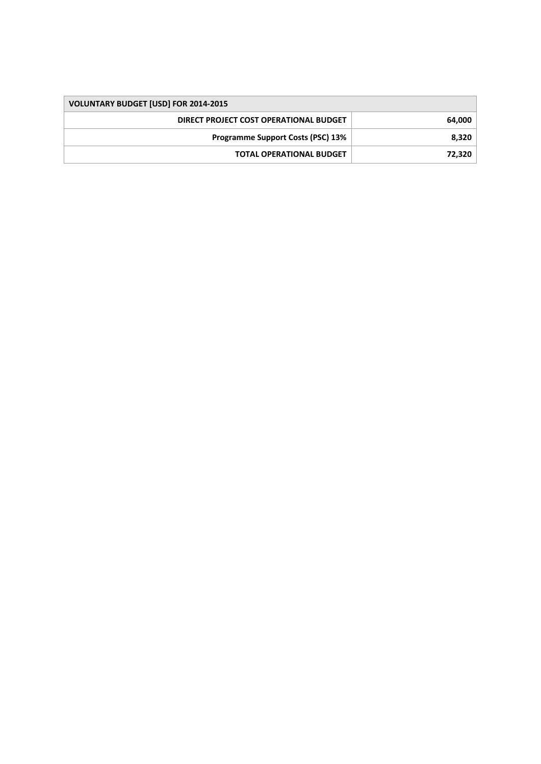| VOLUNTARY BUDGET [USD] FOR 2014-2015 | |
| --- | --- |
| **DIRECT PROJECT COST OPERATIONAL BUDGET** | **64,000** |
| **Programme Support Costs (PSC) 13%** | **8,320** |
| **TOTAL OPERATIONAL BUDGET** | **72,320** |